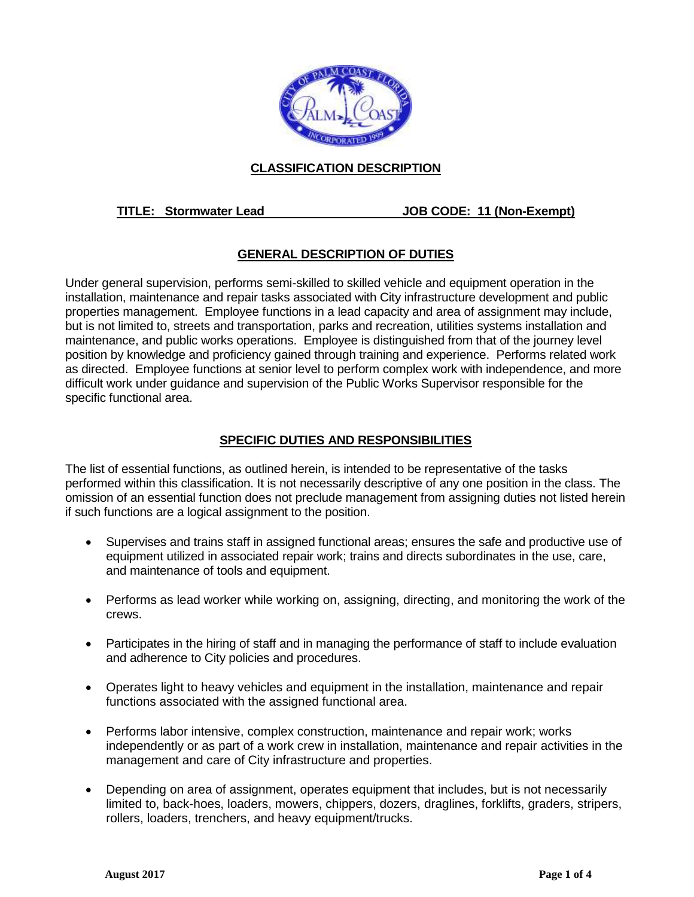## CLASSIFICATION DESCRIPTION

**TITLE: Stormwater Lead** **JOB CODE: 11 (Non-Exempt)**

## GENERAL DESCRIPTION OF DUTIES

Under general supervision, performs semi-skilled to skilled vehicle and equipment operation in the installation, maintenance and repair tasks associated with City infrastructure development and public properties management. Employee functions in a lead capacity and area of assignment may include, but is not limited to, streets and transportation, parks and recreation, utilities systems installation and maintenance, and public works operations. Employee is distinguished from that of the journey level position by knowledge and proficiency gained through training and experience. Performs related work as directed. Employee functions at senior level to perform complex work with independence, and more difficult work under guidance and supervision of the Public Works Supervisor responsible for the specific functional area.

## SPECIFIC DUTIES AND RESPONSIBILITIES

The list of essential functions, as outlined herein, is intended to be representative of the tasks performed within this classification. It is not necessarily descriptive of any one position in the class. The omission of an essential function does not preclude management from assigning duties not listed herein if such functions are a logical assignment to the position.

- Supervises and trains staff in assigned functional areas; ensures the safe and productive use of equipment utilized in associated repair work; trains and directs subordinates in the use, care, and maintenance of tools and equipment.
- Performs as lead worker while working on, assigning, directing, and monitoring the work of the crews.
- Participates in the hiring of staff and in managing the performance of staff to include evaluation and adherence to City policies and procedures.
- Operates light to heavy vehicles and equipment in the installation, maintenance and repair functions associated with the assigned functional area.
- Performs labor intensive, complex construction, maintenance and repair work; works independently or as part of a work crew in installation, maintenance and repair activities in the management and care of City infrastructure and properties.
- Depending on area of assignment, operates equipment that includes, but is not necessarily limited to, back-hoes, loaders, mowers, chippers, dozers, draglines, forklifts, graders, stripers, rollers, loaders, trenchers, and heavy equipment/trucks.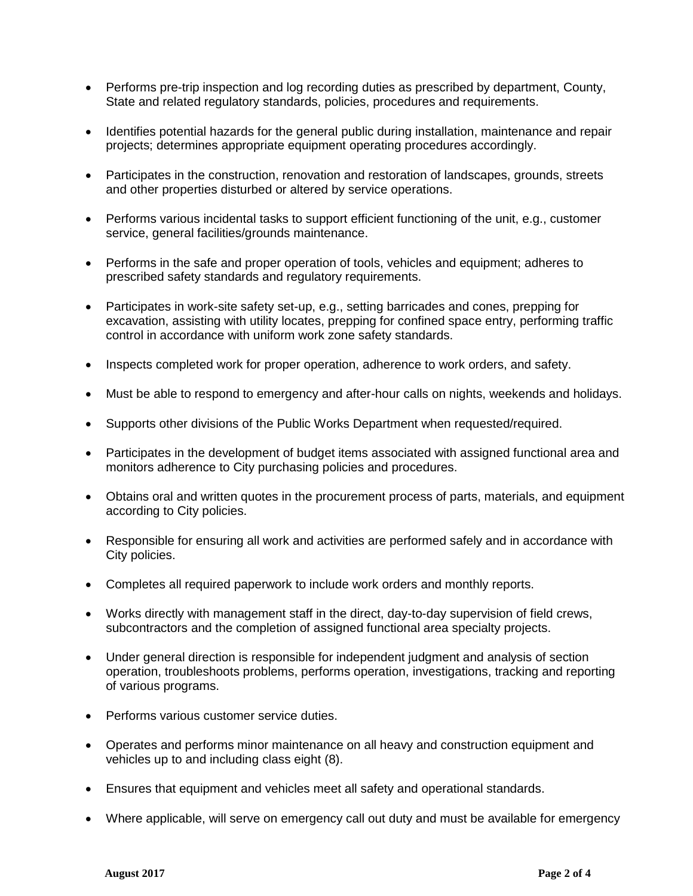- Performs pre-trip inspection and log recording duties as prescribed by department, County, State and related regulatory standards, policies, procedures and requirements.

- Identifies potential hazards for the general public during installation, maintenance and repair projects; determines appropriate equipment operating procedures accordingly.

- Participates in the construction, renovation and restoration of landscapes, grounds, streets and other properties disturbed or altered by service operations.

- Performs various incidental tasks to support efficient functioning of the unit, e.g., customer service, general facilities/grounds maintenance.

- Performs in the safe and proper operation of tools, vehicles and equipment; adheres to prescribed safety standards and regulatory requirements.

- Participates in work-site safety set-up, e.g., setting barricades and cones, prepping for excavation, assisting with utility locates, prepping for confined space entry, performing traffic control in accordance with uniform work zone safety standards.

- Inspects completed work for proper operation, adherence to work orders, and safety.

- Must be able to respond to emergency and after-hour calls on nights, weekends and holidays.

- Supports other divisions of the Public Works Department when requested/required.

- Participates in the development of budget items associated with assigned functional area and monitors adherence to City purchasing policies and procedures.

- Obtains oral and written quotes in the procurement process of parts, materials, and equipment according to City policies.

- Responsible for ensuring all work and activities are performed safely and in accordance with City policies.

- Completes all required paperwork to include work orders and monthly reports.

- Works directly with management staff in the direct, day-to-day supervision of field crews, subcontractors and the completion of assigned functional area specialty projects.

- Under general direction is responsible for independent judgment and analysis of section operation, troubleshoots problems, performs operation, investigations, tracking and reporting of various programs.

- Performs various customer service duties.

- Operates and performs minor maintenance on all heavy and construction equipment and vehicles up to and including class eight (8).

- Ensures that equipment and vehicles meet all safety and operational standards.

- Where applicable, will serve on emergency call out duty and must be available for emergency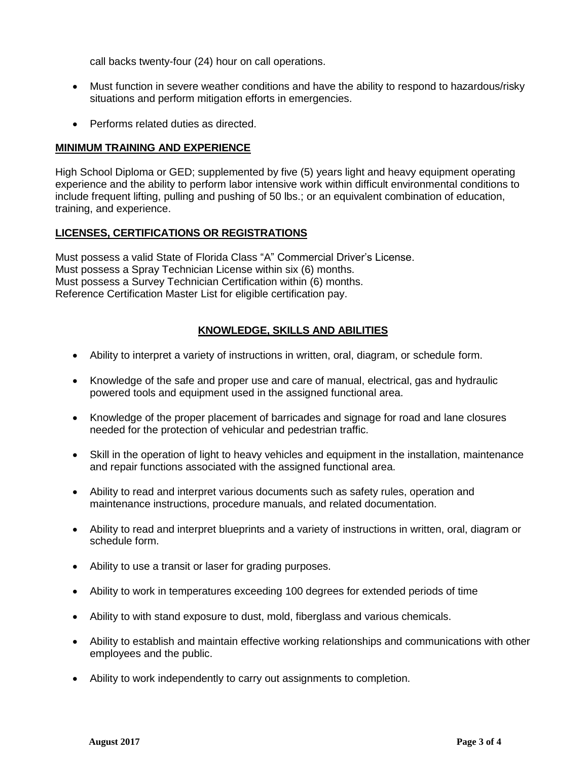call backs twenty-four (24) hour on call operations.

- Must function in severe weather conditions and have the ability to respond to hazardous/risky situations and perform mitigation efforts in emergencies.
- Performs related duties as directed.

## MINIMUM TRAINING AND EXPERIENCE

High School Diploma or GED; supplemented by five (5) years light and heavy equipment operating experience and the ability to perform labor intensive work within difficult environmental conditions to include frequent lifting, pulling and pushing of 50 lbs.; or an equivalent combination of education, training, and experience.

## LICENSES, CERTIFICATIONS OR REGISTRATIONS

Must possess a valid State of Florida Class "A" Commercial Driver's License.
Must possess a Spray Technician License within six (6) months.
Must possess a Survey Technician Certification within (6) months.
Reference Certification Master List for eligible certification pay.

## KNOWLEDGE, SKILLS AND ABILITIES

- Ability to interpret a variety of instructions in written, oral, diagram, or schedule form.
- Knowledge of the safe and proper use and care of manual, electrical, gas and hydraulic powered tools and equipment used in the assigned functional area.
- Knowledge of the proper placement of barricades and signage for road and lane closures needed for the protection of vehicular and pedestrian traffic.
- Skill in the operation of light to heavy vehicles and equipment in the installation, maintenance and repair functions associated with the assigned functional area.
- Ability to read and interpret various documents such as safety rules, operation and maintenance instructions, procedure manuals, and related documentation.
- Ability to read and interpret blueprints and a variety of instructions in written, oral, diagram or schedule form.
- Ability to use a transit or laser for grading purposes.
- Ability to work in temperatures exceeding 100 degrees for extended periods of time
- Ability to with stand exposure to dust, mold, fiberglass and various chemicals.
- Ability to establish and maintain effective working relationships and communications with other employees and the public.
- Ability to work independently to carry out assignments to completion.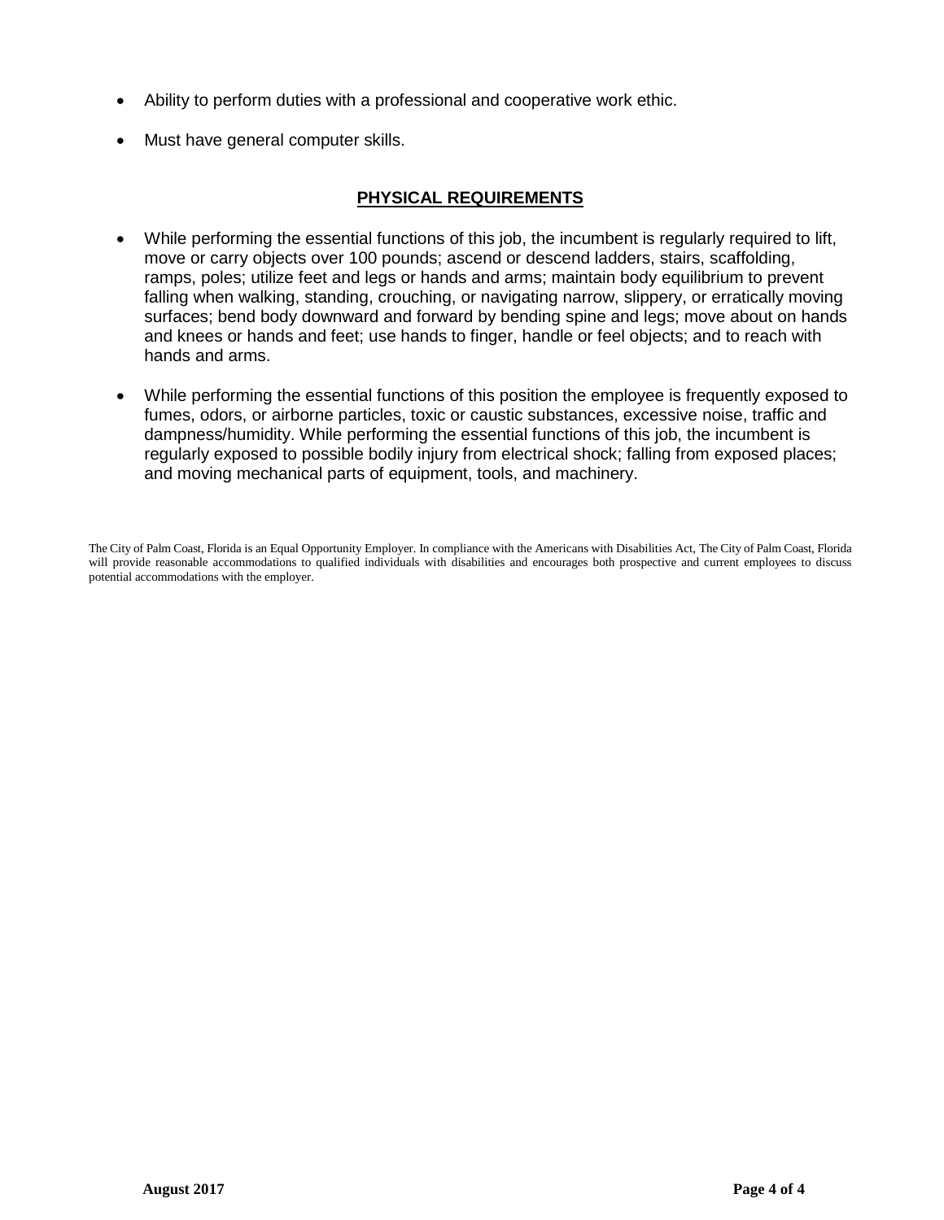- Ability to perform duties with a professional and cooperative work ethic.
- Must have general computer skills.

## PHYSICAL REQUIREMENTS

- While performing the essential functions of this job, the incumbent is regularly required to lift, move or carry objects over 100 pounds; ascend or descend ladders, stairs, scaffolding, ramps, poles; utilize feet and legs or hands and arms; maintain body equilibrium to prevent falling when walking, standing, crouching, or navigating narrow, slippery, or erratically moving surfaces; bend body downward and forward by bending spine and legs; move about on hands and knees or hands and feet; use hands to finger, handle or feel objects; and to reach with hands and arms.
- While performing the essential functions of this position the employee is frequently exposed to fumes, odors, or airborne particles, toxic or caustic substances, excessive noise, traffic and dampness/humidity. While performing the essential functions of this job, the incumbent is regularly exposed to possible bodily injury from electrical shock; falling from exposed places; and moving mechanical parts of equipment, tools, and machinery.

The City of Palm Coast, Florida is an Equal Opportunity Employer. In compliance with the Americans with Disabilities Act, The City of Palm Coast, Florida will provide reasonable accommodations to qualified individuals with disabilities and encourages both prospective and current employees to discuss potential accommodations with the employer.

**August 2017**